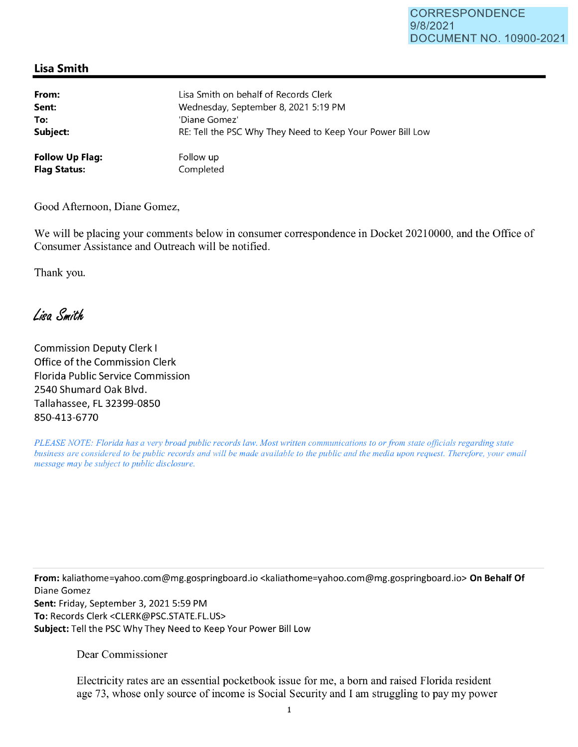CORRESPONDENCE
9/8/2021
DOCUMENT NO. 10900-2021

## Lisa Smith

| | |
|---|---|
| **From:** | Lisa Smith on behalf of Records Clerk |
| **Sent:** | Wednesday, September 8, 2021 5:19 PM |
| **To:** | 'Diane Gomez' |
| **Subject:** | RE: Tell the PSC Why They Need to Keep Your Power Bill Low |
| **Follow Up Flag:** | Follow up |
| **Flag Status:** | Completed |

Good Afternoon, Diane Gomez,

We will be placing your comments below in consumer correspondence in Docket 20210000, and the Office of Consumer Assistance and Outreach will be notified.

Thank you.

*Lisa Smith*

Commission Deputy Clerk I
Office of the Commission Clerk
Florida Public Service Commission
2540 Shumard Oak Blvd.
Tallahassee, FL 32399-0850
850-413-6770

*PLEASE NOTE: Florida has a very broad public records law. Most written communications to or from state officials regarding state business are considered to be public records and will be made available to the public and the media upon request. Therefore, your email message may be subject to public disclosure.*

---

**From:** kaliathome=yahoo.com@mg.gospringboard.io <kaliathome=yahoo.com@mg.gospringboard.io> **On Behalf Of** Diane Gomez
**Sent:** Friday, September 3, 2021 5:59 PM
**To:** Records Clerk <CLERK@PSC.STATE.FL.US>
**Subject:** Tell the PSC Why They Need to Keep Your Power Bill Low

Dear Commissioner

Electricity rates are an essential pocketbook issue for me, a born and raised Florida resident age 73, whose only source of income is Social Security and I am struggling to pay my power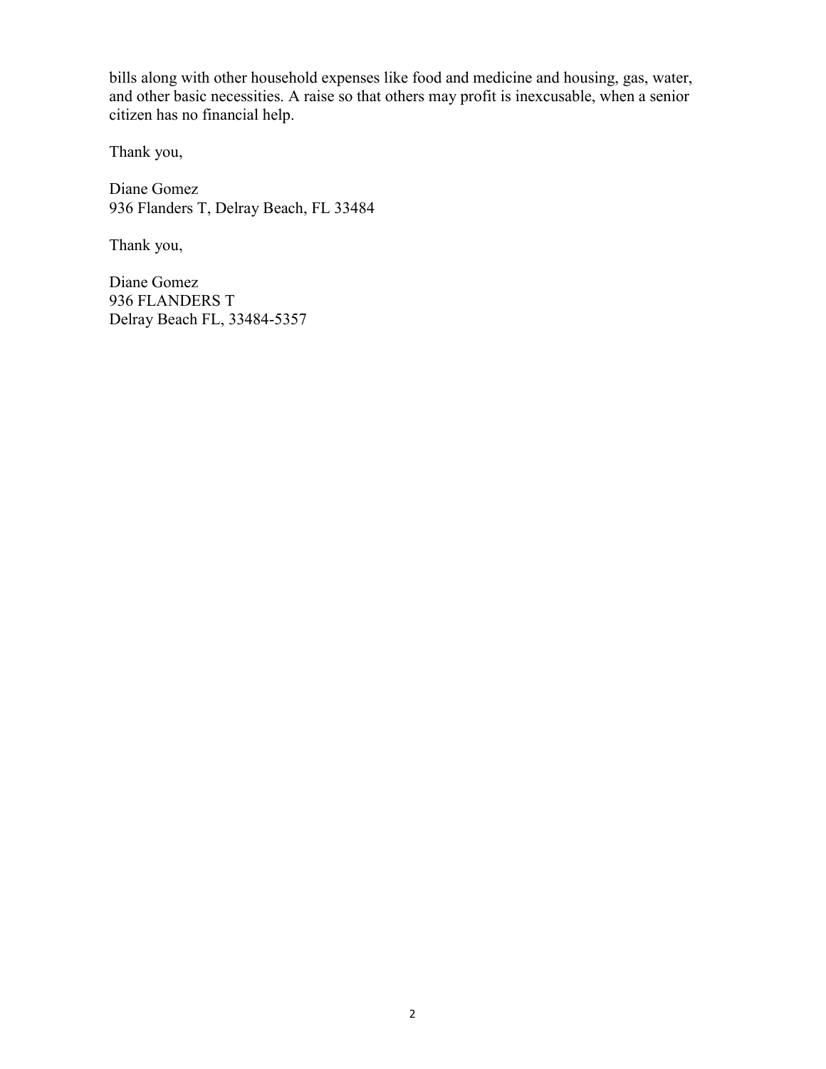bills along with other household expenses like food and medicine and housing, gas, water, and other basic necessities. A raise so that others may profit is inexcusable, when a senior citizen has no financial help.

Thank you,

Diane Gomez
936 Flanders T, Delray Beach, FL 33484

Thank you,

Diane Gomez
936 FLANDERS T
Delray Beach FL, 33484-5357